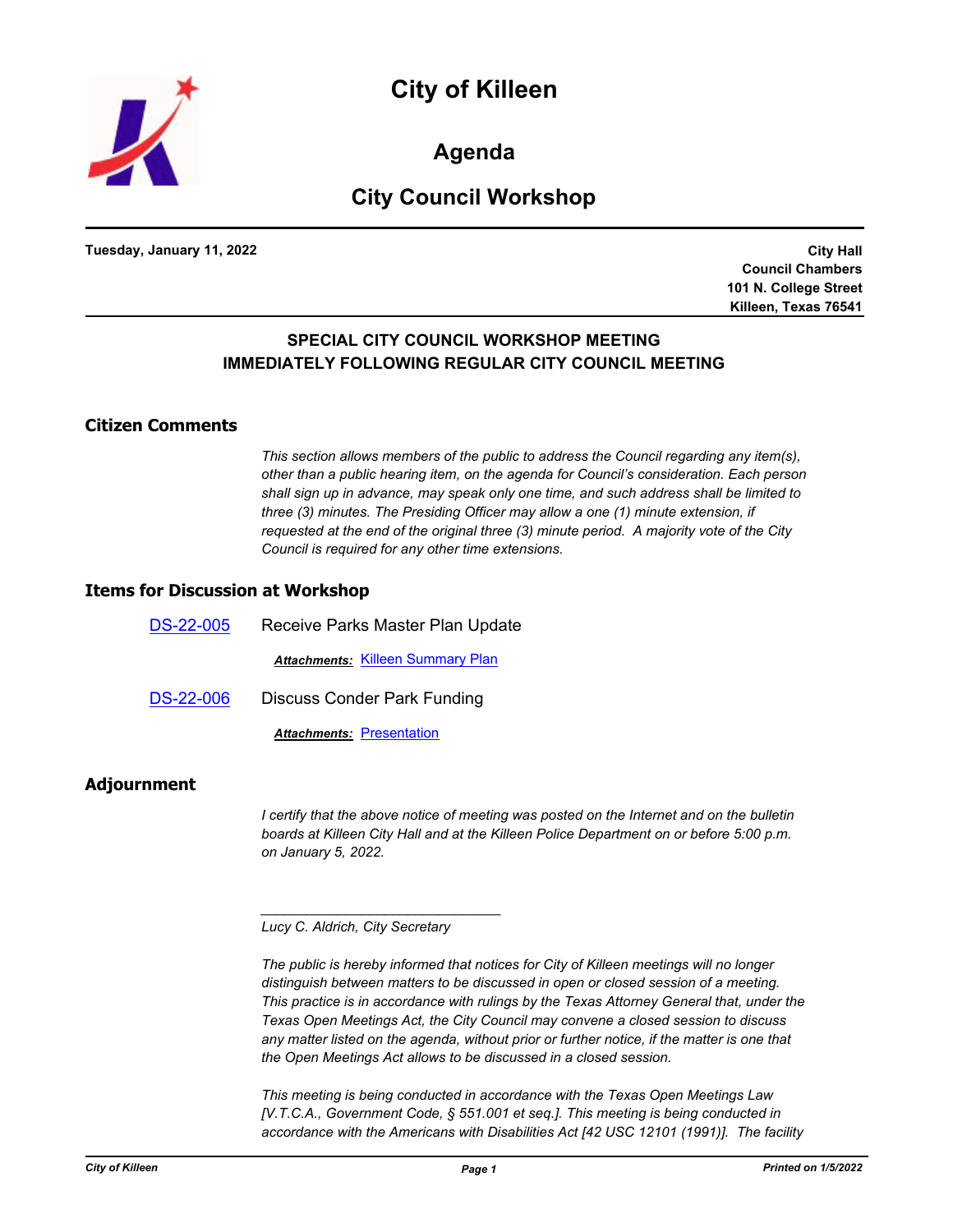# City of Killeen

## Agenda

## City Council Workshop

**Tuesday, January 11, 2022**

**City Hall**
**Council Chambers**
**101 N. College Street**
**Killeen, Texas 76541**

**SPECIAL CITY COUNCIL WORKSHOP MEETING**
**IMMEDIATELY FOLLOWING REGULAR CITY COUNCIL MEETING**

## Citizen Comments

*This section allows members of the public to address the Council regarding any item(s), other than a public hearing item, on the agenda for Council's consideration. Each person shall sign up in advance, may speak only one time, and such address shall be limited to three (3) minutes. The Presiding Officer may allow a one (1) minute extension, if requested at the end of the original three (3) minute period. A majority vote of the City Council is required for any other time extensions.*

## Items for Discussion at Workshop

DS-22-005 Receive Parks Master Plan Update

***Attachments:*** Killeen Summary Plan

DS-22-006 Discuss Conder Park Funding

***Attachments:*** Presentation

## Adjournment

*I certify that the above notice of meeting was posted on the Internet and on the bulletin boards at Killeen City Hall and at the Killeen Police Department on or before 5:00 p.m. on January 5, 2022.*

\_\_\_\_\_\_\_\_\_\_\_\_\_\_\_\_\_\_\_\_\_\_\_\_\_\_\_\_\_\_\_

*Lucy C. Aldrich, City Secretary*

*The public is hereby informed that notices for City of Killeen meetings will no longer distinguish between matters to be discussed in open or closed session of a meeting. This practice is in accordance with rulings by the Texas Attorney General that, under the Texas Open Meetings Act, the City Council may convene a closed session to discuss any matter listed on the agenda, without prior or further notice, if the matter is one that the Open Meetings Act allows to be discussed in a closed session.*

*This meeting is being conducted in accordance with the Texas Open Meetings Law [V.T.C.A., Government Code, § 551.001 et seq.]. This meeting is being conducted in accordance with the Americans with Disabilities Act [42 USC 12101 (1991)]. The facility*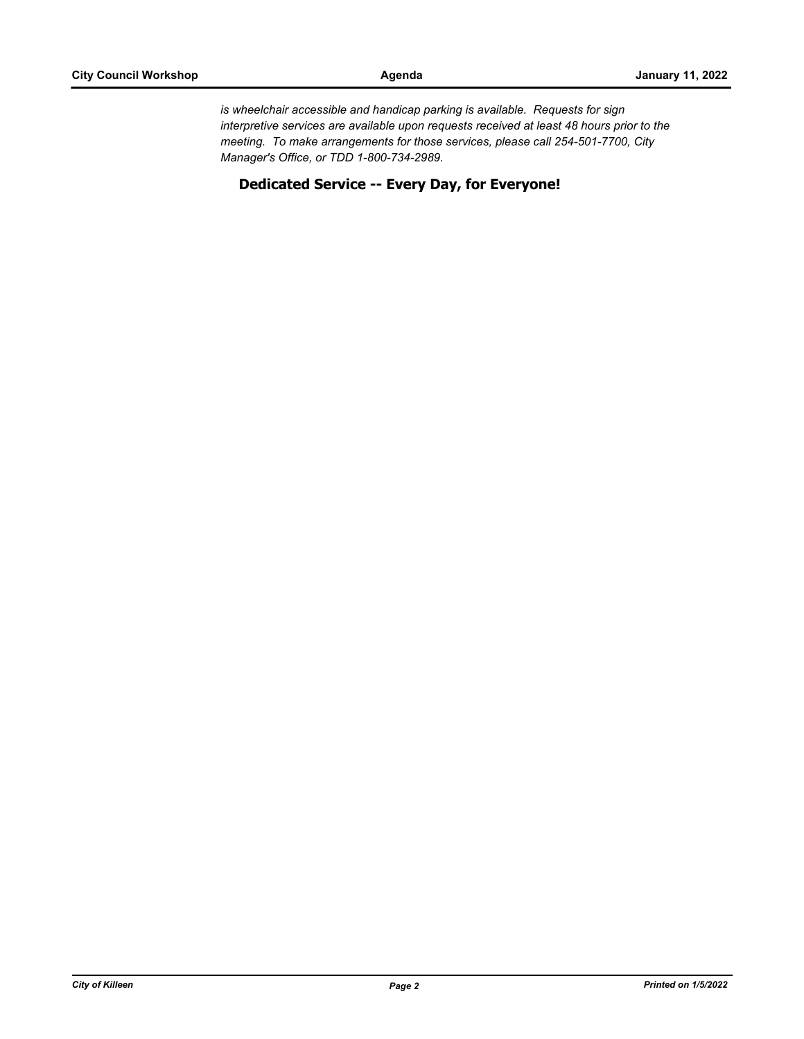*is wheelchair accessible and handicap parking is available. Requests for sign interpretive services are available upon requests received at least 48 hours prior to the meeting. To make arrangements for those services, please call 254-501-7700, City Manager's Office, or TDD 1-800-734-2989.*

**Dedicated Service -- Every Day, for Everyone!**